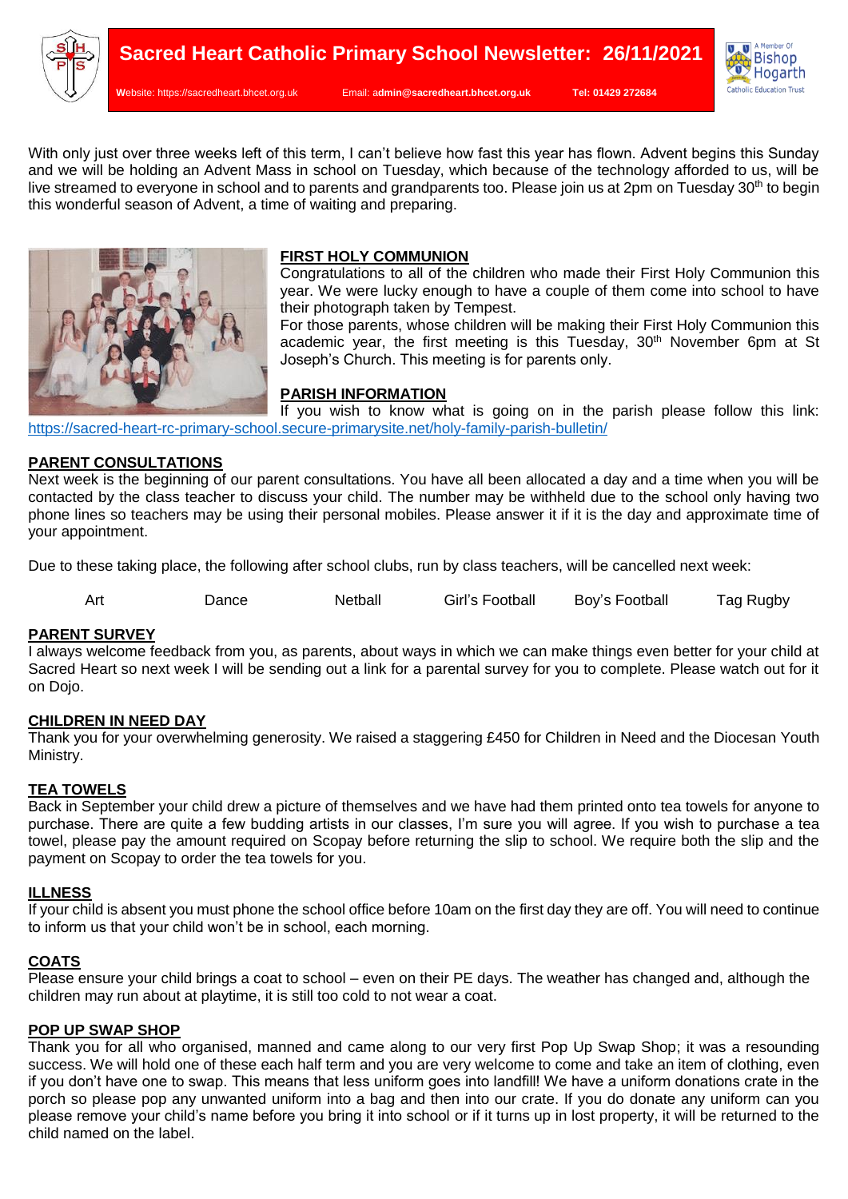# Sacred Heart Catholic Primary School Newsletter: 26/11/2021

Website: https://sacredheart.bhcet.org.uk Email: admin@sacredheart.bhcet.org.uk Tel: 01429 272684

A Member Of Bishop Hogarth Catholic Education Trust

With only just over three weeks left of this term, I can't believe how fast this year has flown. Advent begins this Sunday and we will be holding an Advent Mass in school on Tuesday, which because of the technology afforded to us, will be live streamed to everyone in school and to parents and grandparents too. Please join us at 2pm on Tuesday 30th to begin this wonderful season of Advent, a time of waiting and preparing.

## FIRST HOLY COMMUNION

Congratulations to all of the children who made their First Holy Communion this year. We were lucky enough to have a couple of them come into school to have their photograph taken by Tempest.

For those parents, whose children will be making their First Holy Communion this academic year, the first meeting is this Tuesday, 30th November 6pm at St Joseph's Church. This meeting is for parents only.

## PARISH INFORMATION

If you wish to know what is going on in the parish please follow this link: https://sacred-heart-rc-primary-school.secure-primarysite.net/holy-family-parish-bulletin/

## PARENT CONSULTATIONS

Next week is the beginning of our parent consultations. You have all been allocated a day and a time when you will be contacted by the class teacher to discuss your child. The number may be withheld due to the school only having two phone lines so teachers may be using their personal mobiles. Please answer it if it is the day and approximate time of your appointment.

Due to these taking place, the following after school clubs, run by class teachers, will be cancelled next week:

Art | Dance | Netball | Girl's Football | Boy's Football | Tag Rugby

## PARENT SURVEY

I always welcome feedback from you, as parents, about ways in which we can make things even better for your child at Sacred Heart so next week I will be sending out a link for a parental survey for you to complete. Please watch out for it on Dojo.

## CHILDREN IN NEED DAY

Thank you for your overwhelming generosity. We raised a staggering £450 for Children in Need and the Diocesan Youth Ministry.

## TEA TOWELS

Back in September your child drew a picture of themselves and we have had them printed onto tea towels for anyone to purchase. There are quite a few budding artists in our classes, I'm sure you will agree. If you wish to purchase a tea towel, please pay the amount required on Scopay before returning the slip to school. We require both the slip and the payment on Scopay to order the tea towels for you.

## ILLNESS

If your child is absent you must phone the school office before 10am on the first day they are off. You will need to continue to inform us that your child won't be in school, each morning.

## COATS

Please ensure your child brings a coat to school – even on their PE days. The weather has changed and, although the children may run about at playtime, it is still too cold to not wear a coat.

## POP UP SWAP SHOP

Thank you for all who organised, manned and came along to our very first Pop Up Swap Shop; it was a resounding success. We will hold one of these each half term and you are very welcome to come and take an item of clothing, even if you don't have one to swap. This means that less uniform goes into landfill! We have a uniform donations crate in the porch so please pop any unwanted uniform into a bag and then into our crate. If you do donate any uniform can you please remove your child's name before you bring it into school or if it turns up in lost property, it will be returned to the child named on the label.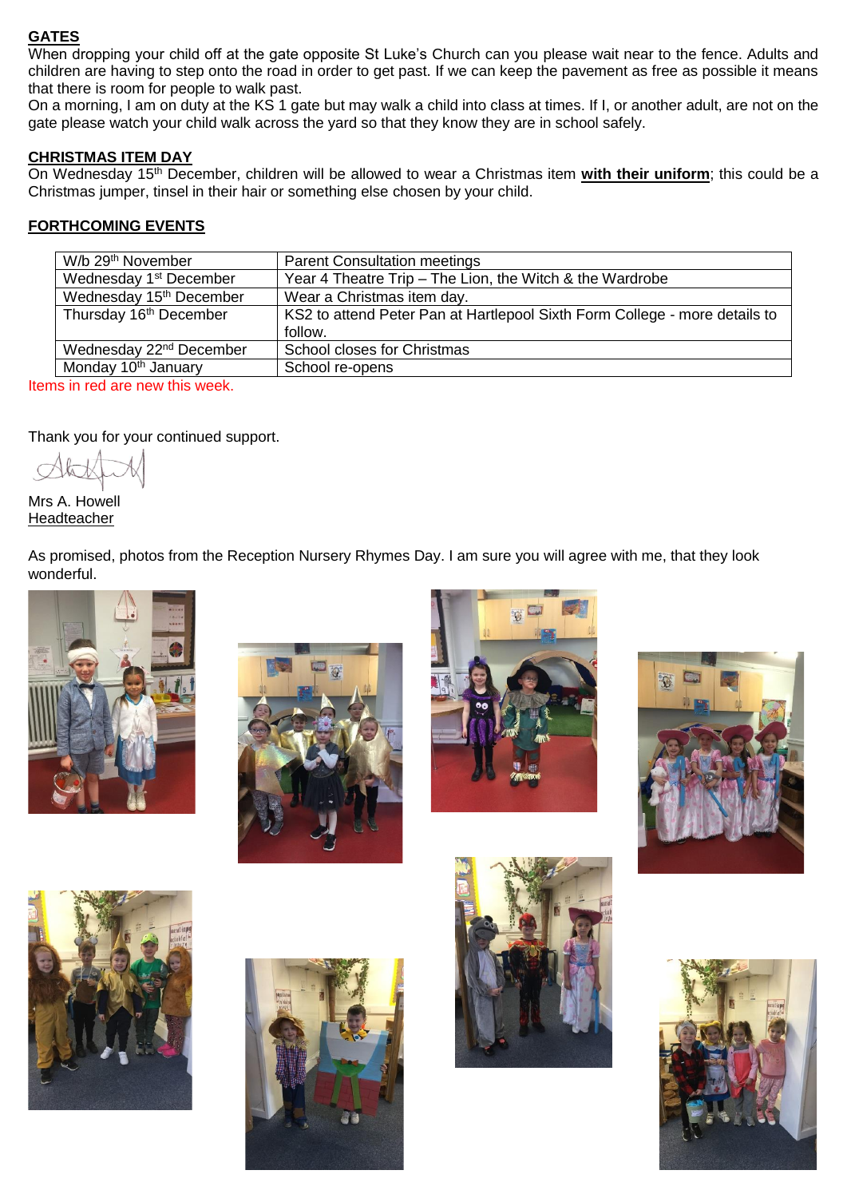## GATES

When dropping your child off at the gate opposite St Luke's Church can you please wait near to the fence. Adults and children are having to step onto the road in order to get past. If we can keep the pavement as free as possible it means that there is room for people to walk past.

On a morning, I am on duty at the KS 1 gate but may walk a child into class at times. If I, or another adult, are not on the gate please watch your child walk across the yard so that they know they are in school safely.

## CHRISTMAS ITEM DAY

On Wednesday 15th December, children will be allowed to wear a Christmas item **with their uniform**; this could be a Christmas jumper, tinsel in their hair or something else chosen by your child.

## FORTHCOMING EVENTS

| | |
|---|---|
| W/b 29th November | Parent Consultation meetings |
| Wednesday 1st December | Year 4 Theatre Trip – The Lion, the Witch & the Wardrobe |
| Wednesday 15th December | Wear a Christmas item day. |
| Thursday 16th December | KS2 to attend Peter Pan at Hartlepool Sixth Form College - more details to follow. |
| Wednesday 22nd December | School closes for Christmas |
| Monday 10th January | School re-opens |

Items in red are new this week.

Thank you for your continued support.

Mrs A. Howell
Headteacher

As promised, photos from the Reception Nursery Rhymes Day. I am sure you will agree with me, that they look wonderful.